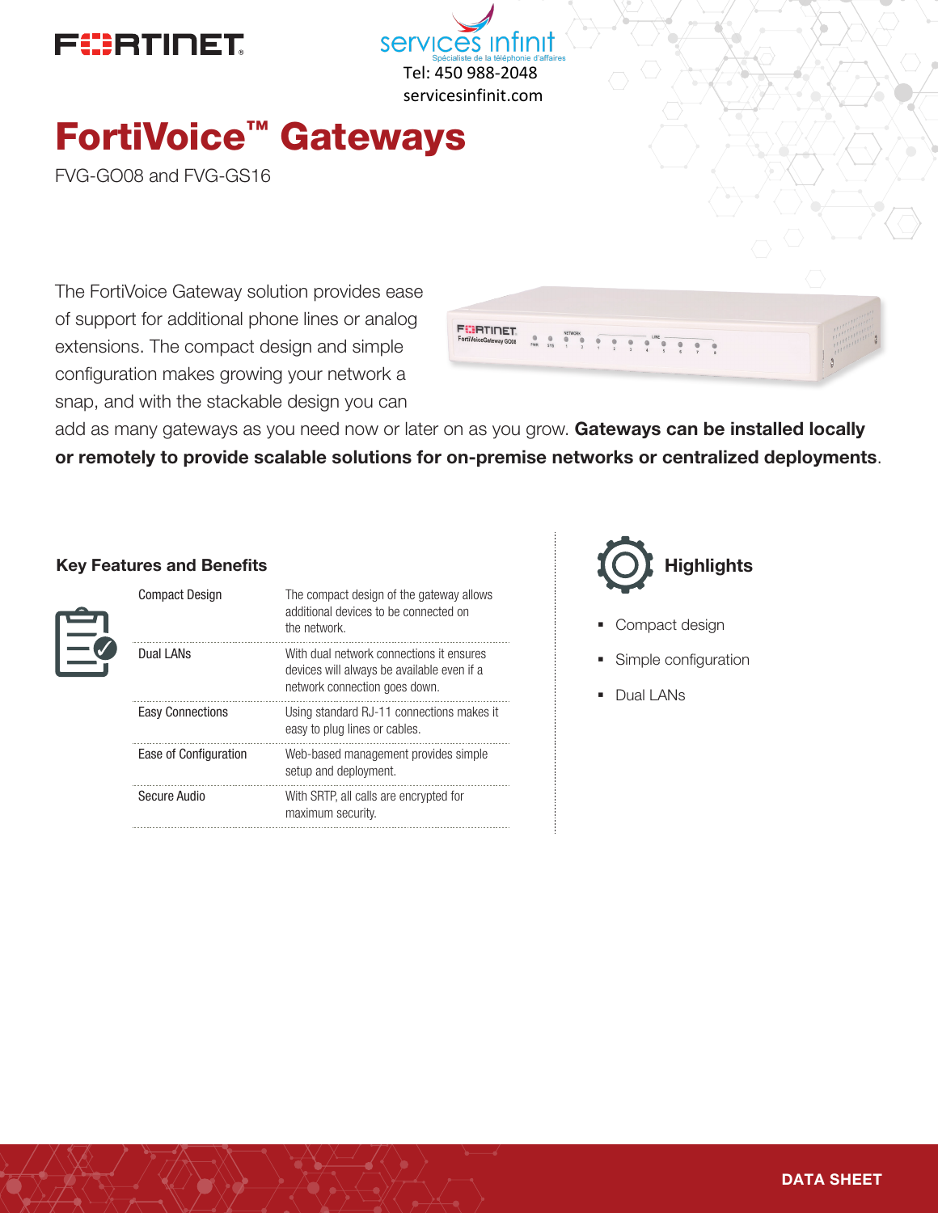FORTINET

services infinit
Spécialiste de la téléphonie d'affaires
Tel: 450 988-2048
servicesinfinit.com

# FortiVoice™ Gateways

FVG-GO08 and FVG-GS16

The FortiVoice Gateway solution provides ease of support for additional phone lines or analog extensions. The compact design and simple configuration makes growing your network a snap, and with the stackable design you can add as many gateways as you need now or later on as you grow. **Gateways can be installed locally or remotely to provide scalable solutions for on-premise networks or centralized deployments**.

## Key Features and Benefits

| | |
|---|---|
| Compact Design | The compact design of the gateway allows additional devices to be connected on the network. |
| Dual LANs | With dual network connections it ensures devices will always be available even if a network connection goes down. |
| Easy Connections | Using standard RJ-11 connections makes it easy to plug lines or cables. |
| Ease of Configuration | Web-based management provides simple setup and deployment. |
| Secure Audio | With SRTP, all calls are encrypted for maximum security. |

## Highlights

- Compact design
- Simple configuration
- Dual LANs

DATA SHEET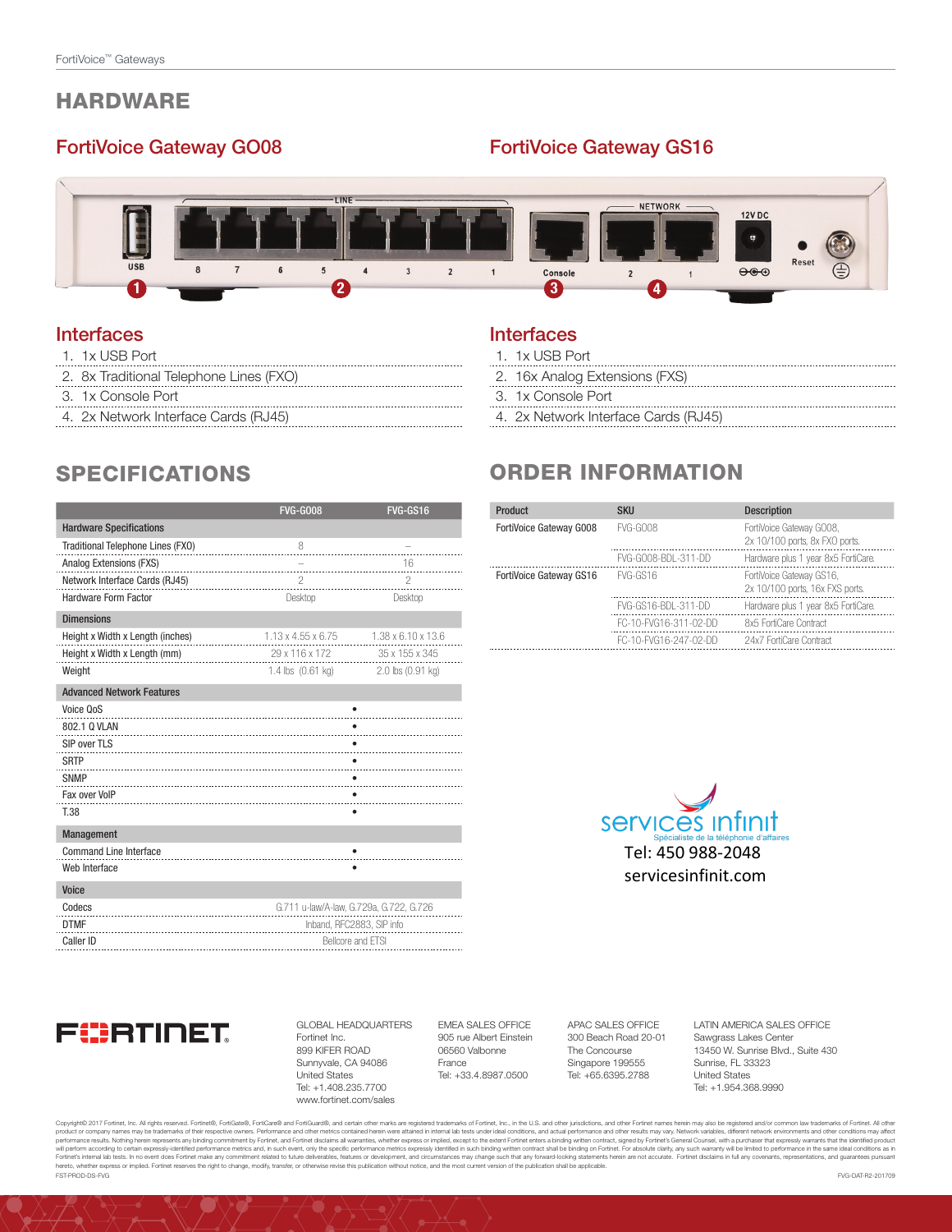# HARDWARE

## FortiVoice Gateway GO08

### Interfaces

1. 1x USB Port
2. 8x Traditional Telephone Lines (FXO)
3. 1x Console Port
4. 2x Network Interface Cards (RJ45)

## FortiVoice Gateway GS16

### Interfaces

1. 1x USB Port
2. 16x Analog Extensions (FXS)
3. 1x Console Port
4. 2x Network Interface Cards (RJ45)

# SPECIFICATIONS

| | FVG-GO08 | FVG-GS16 |
|---|---|---|
| **Hardware Specifications** | | |
| Traditional Telephone Lines (FXO) | 8 | – |
| Analog Extensions (FXS) | – | 16 |
| Network Interface Cards (RJ45) | 2 | 2 |
| Hardware Form Factor | Desktop | Desktop |
| **Dimensions** | | |
| Height x Width x Length (inches) | 1.13 x 4.55 x 6.75 | 1.38 x 6.10 x 13.6 |
| Height x Width x Length (mm) | 29 x 116 x 172 | 35 x 155 x 345 |
| Weight | 1.4 lbs (0.61 kg) | 2.0 lbs (0.91 kg) |
| **Advanced Network Features** | | |
| Voice QoS | • | • |
| 802.1 Q VLAN | • | • |
| SIP over TLS | • | • |
| SRTP | • | • |
| SNMP | • | • |
| Fax over VoIP | • | • |
| T.38 | • | • |
| **Management** | | |
| Command Line Interface | • | • |
| Web Interface | • | • |
| **Voice** | | |
| Codecs | G.711 u-law/A-law, G.729a, G.722, G.726 | G.711 u-law/A-law, G.729a, G.722, G.726 |
| DTMF | Inband, RFC2883, SIP info | Inband, RFC2883, SIP info |
| Caller ID | Bellcore and ETSI | Bellcore and ETSI |

# ORDER INFORMATION

| Product | SKU | Description |
|---|---|---|
| FortiVoice Gateway G008 | FVG-G008 | FortiVoice Gateway G008, 2x 10/100 ports, 8x FXO ports. |
| | FVG-G008-BDL-311-DD | Hardware plus 1 year 8x5 FortiCare. |
| FortiVoice Gateway GS16 | FVG-GS16 | FortiVoice Gateway GS16, 2x 10/100 ports, 16x FXS ports. |
| | FVG-GS16-BDL-311-DD | Hardware plus 1 year 8x5 FortiCare. |
| | FC-10-FVG16-311-02-DD | 8x5 FortiCare Contract |
| | FC-10-FVG16-247-02-DD | 24x7 FortiCare Contract |

services infinit
Spécialiste de la téléphonie d'affaires
Tel: 450 988-2048
servicesinfinit.com

FORTINET

GLOBAL HEADQUARTERS
Fortinet Inc.
899 KIFER ROAD
Sunnyvale, CA 94086
United States
Tel: +1.408.235.7700
www.fortinet.com/sales

EMEA SALES OFFICE
905 rue Albert Einstein
06560 Valbonne
France
Tel: +33.4.8987.0500

APAC SALES OFFICE
300 Beach Road 20-01
The Concourse
Singapore 199555
Tel: +65.6395.2788

LATIN AMERICA SALES OFFICE
Sawgrass Lakes Center
13450 W. Sunrise Blvd., Suite 430
Sunrise, FL 33323
United States
Tel: +1.954.368.9990

Copyright© 2017 Fortinet, Inc. All rights reserved. Fortinet®, FortiGate®, FortiCare® and FortiGuard®, and certain other marks are registered trademarks of Fortinet, Inc., in the U.S. and other jurisdictions, and other Fortinet names herein may also be registered and/or common law trademarks of Fortinet. All other product or company names may be trademarks of their respective owners. Performance and other metrics contained herein were attained in internal lab tests under ideal conditions, and actual performance and other results may vary. Network variables, different network environments and other conditions may affect performance results. Nothing herein represents any binding commitment by Fortinet, and Fortinet disclaims all warranties, whether express or implied, except to the extent Fortinet enters a binding written contract, signed by Fortinet's General Counsel, with a purchaser that expressly warrants that the identified product will perform according to certain expressly-identified performance metrics and, in such event, only the specific performance metrics expressly identified in such binding written contract shall be binding on Fortinet. For absolute clarity, any such warranty will be limited to performance in the same ideal conditions as in Fortinet's internal lab tests. In no event does Fortinet make any commitment related to future deliverables, features or development, and circumstances may change such that any forward-looking statements herein are not accurate. Fortinet disclaims in full any covenants, representations, and guarantees pursuant hereto, whether express or implied. Fortinet reserves the right to change, modify, transfer, or otherwise revise this publication without notice, and the most current version of the publication shall be applicable.

FST-PROD-DS-FVG

FVG-DAT-R2-201709